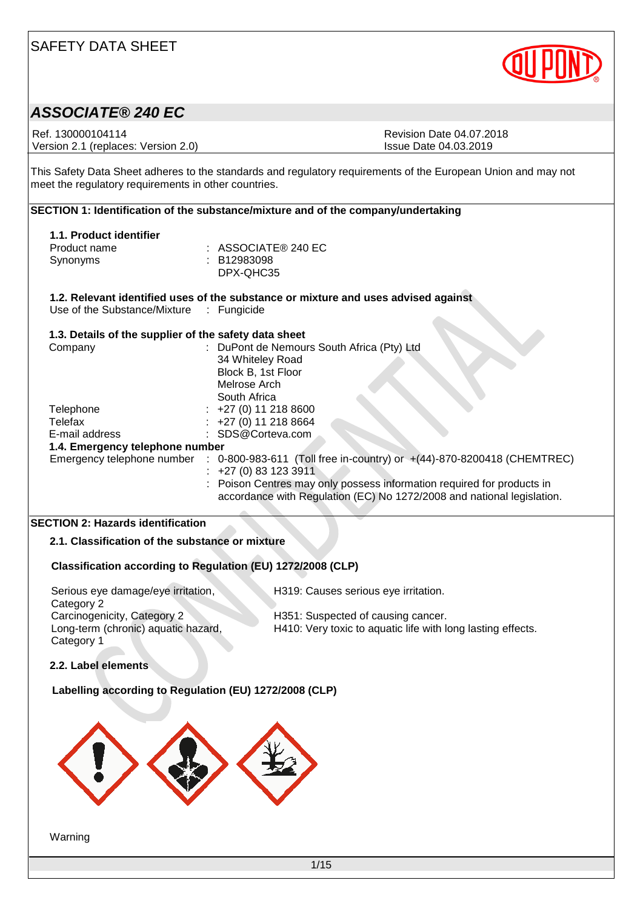# SAFETY DATA SHEET

## *ASSOCIATE® 240 EC*

Ref. 130000104114
Version 2.1 (replaces: Version 2.0)

Revision Date 04.07.2018
Issue Date 04.03.2019

This Safety Data Sheet adheres to the standards and regulatory requirements of the European Union and may not meet the regulatory requirements in other countries.

## SECTION 1: Identification of the substance/mixture and of the company/undertaking

### 1.1. Product identifier

| | |
|---|---|
| Product name | : ASSOCIATE® 240 EC |
| Synonyms | : B12983098<br>DPX-QHC35 |

### 1.2. Relevant identified uses of the substance or mixture and uses advised against

| | |
|---|---|
| Use of the Substance/Mixture | : Fungicide |

### 1.3. Details of the supplier of the safety data sheet

| | |
|---|---|
| Company | : DuPont de Nemours South Africa (Pty) Ltd<br>34 Whiteley Road<br>Block B, 1st Floor<br>Melrose Arch<br>South Africa |
| Telephone | : +27 (0) 11 218 8600 |
| Telefax | : +27 (0) 11 218 8664 |
| E-mail address | : SDS@Corteva.com |

### 1.4. Emergency telephone number

| | |
|---|---|
| Emergency telephone number | : 0-800-983-611 (Toll free in-country) or +(44)-870-8200418 (CHEMTREC)<br>: +27 (0) 83 123 3911<br>: Poison Centres may only possess information required for products in accordance with Regulation (EC) No 1272/2008 and national legislation. |

## SECTION 2: Hazards identification

### 2.1. Classification of the substance or mixture

**Classification according to Regulation (EU) 1272/2008 (CLP)**

| | |
|---|---|
| Serious eye damage/eye irritation, Category 2 | H319: Causes serious eye irritation. |
| Carcinogenicity, Category 2 | H351: Suspected of causing cancer. |
| Long-term (chronic) aquatic hazard, Category 1 | H410: Very toxic to aquatic life with long lasting effects. |

### 2.2. Label elements

**Labelling according to Regulation (EU) 1272/2008 (CLP)**

Warning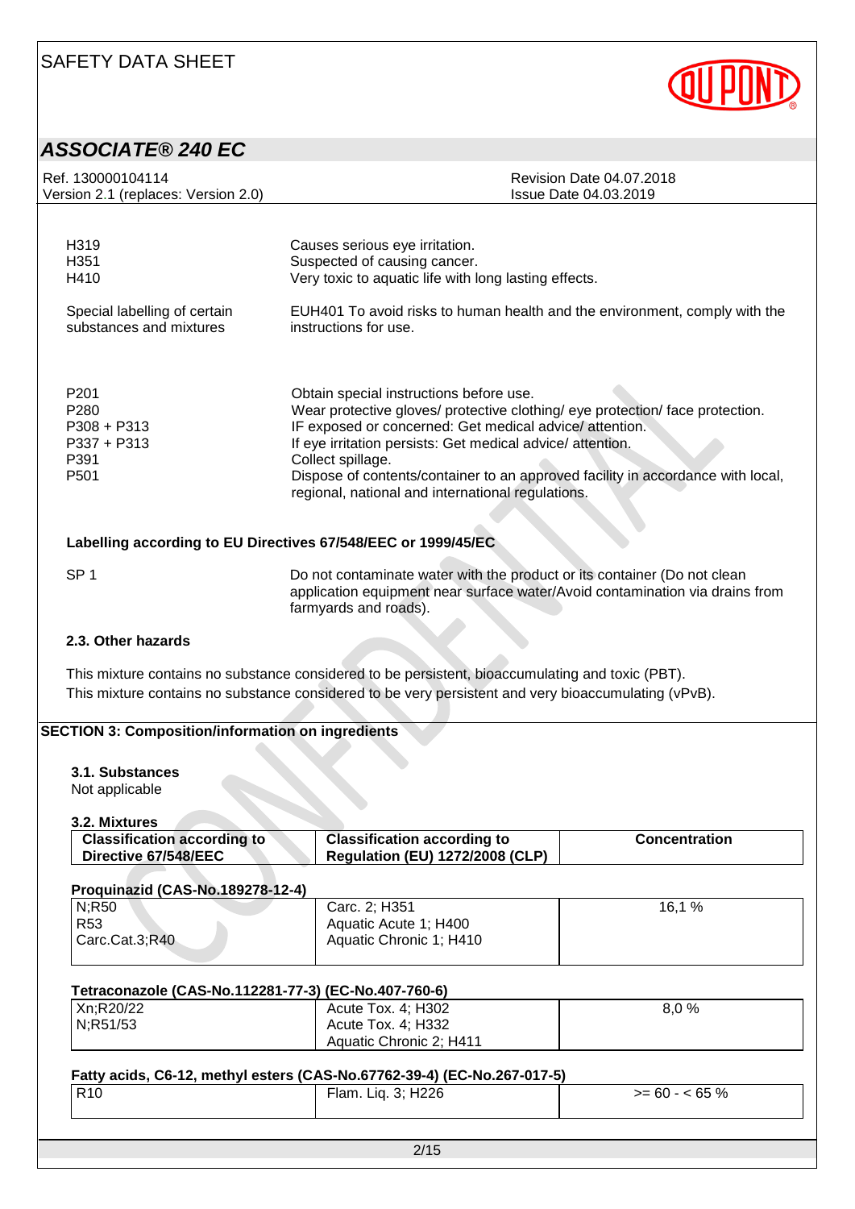| | |
|---|---|
| H319 | Causes serious eye irritation. |
| H351 | Suspected of causing cancer. |
| H410 | Very toxic to aquatic life with long lasting effects. |

| | |
|---|---|
| Special labelling of certain substances and mixtures | EUH401 To avoid risks to human health and the environment, comply with the instructions for use. |

| | |
|---|---|
| P201 | Obtain special instructions before use. |
| P280 | Wear protective gloves/ protective clothing/ eye protection/ face protection. |
| P308 + P313 | IF exposed or concerned: Get medical advice/ attention. |
| P337 + P313 | If eye irritation persists: Get medical advice/ attention. |
| P391 | Collect spillage. |
| P501 | Dispose of contents/container to an approved facility in accordance with local, regional, national and international regulations. |

**Labelling according to EU Directives 67/548/EEC or 1999/45/EC**

| | |
|---|---|
| SP 1 | Do not contaminate water with the product or its container (Do not clean application equipment near surface water/Avoid contamination via drains from farmyards and roads). |

### 2.3. Other hazards

This mixture contains no substance considered to be persistent, bioaccumulating and toxic (PBT).
This mixture contains no substance considered to be very persistent and very bioaccumulating (vPvB).

## SECTION 3: Composition/information on ingredients

### 3.1. Substances

Not applicable

### 3.2. Mixtures

| Classification according to Directive 67/548/EEC | Classification according to Regulation (EU) 1272/2008 (CLP) | Concentration |
|---|---|---|
| **Proquinazid (CAS-No.189278-12-4)** | | |
| N;R50<br>R53<br>Carc.Cat.3;R40 | Carc. 2; H351<br>Aquatic Acute 1; H400<br>Aquatic Chronic 1; H410 | 16,1 % |
| **Tetraconazole (CAS-No.112281-77-3) (EC-No.407-760-6)** | | |
| Xn;R20/22<br>N;R51/53 | Acute Tox. 4; H302<br>Acute Tox. 4; H332<br>Aquatic Chronic 2; H411 | 8,0 % |
| **Fatty acids, C6-12, methyl esters (CAS-No.67762-39-4) (EC-No.267-017-5)** | | |
| R10 | Flam. Liq. 3; H226 | >= 60 - < 65 % |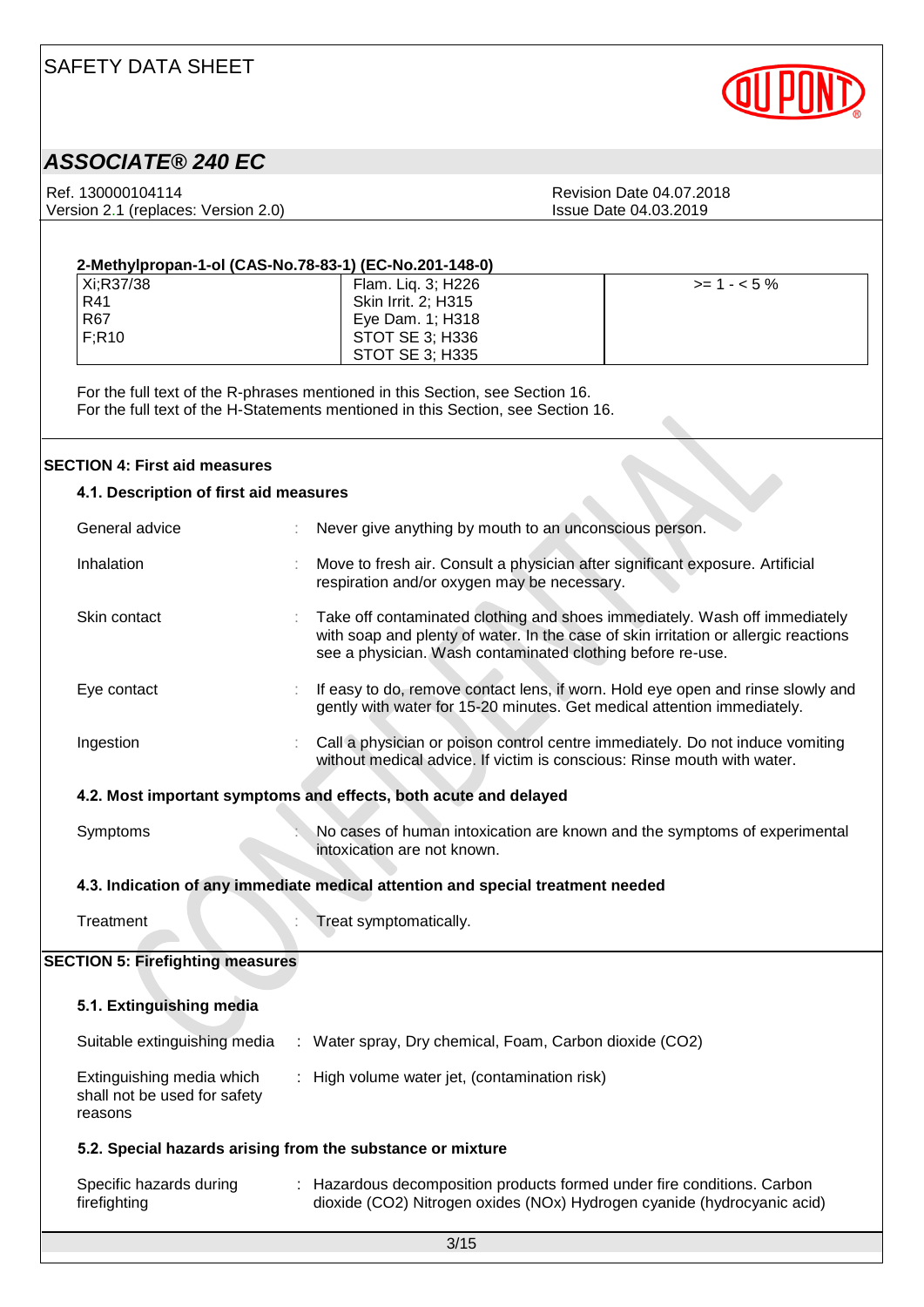**2-Methylpropan-1-ol (CAS-No.78-83-1) (EC-No.201-148-0)**

| | | |
|---|---|---|
| Xi;R37/38<br>R41<br>R67<br>F;R10 | Flam. Liq. 3; H226<br>Skin Irrit. 2; H315<br>Eye Dam. 1; H318<br>STOT SE 3; H336<br>STOT SE 3; H335 | >= 1 - < 5 % |

For the full text of the R-phrases mentioned in this Section, see Section 16.
For the full text of the H-Statements mentioned in this Section, see Section 16.

## SECTION 4: First aid measures

### 4.1. Description of first aid measures

| | |
|---|---|
| General advice | : Never give anything by mouth to an unconscious person. |
| Inhalation | : Move to fresh air. Consult a physician after significant exposure. Artificial respiration and/or oxygen may be necessary. |
| Skin contact | : Take off contaminated clothing and shoes immediately. Wash off immediately with soap and plenty of water. In the case of skin irritation or allergic reactions see a physician. Wash contaminated clothing before re-use. |
| Eye contact | : If easy to do, remove contact lens, if worn. Hold eye open and rinse slowly and gently with water for 15-20 minutes. Get medical attention immediately. |
| Ingestion | : Call a physician or poison control centre immediately. Do not induce vomiting without medical advice. If victim is conscious: Rinse mouth with water. |

### 4.2. Most important symptoms and effects, both acute and delayed

| | |
|---|---|
| Symptoms | : No cases of human intoxication are known and the symptoms of experimental intoxication are not known. |

### 4.3. Indication of any immediate medical attention and special treatment needed

| | |
|---|---|
| Treatment | : Treat symptomatically. |

## SECTION 5: Firefighting measures

### 5.1. Extinguishing media

| | |
|---|---|
| Suitable extinguishing media | : Water spray, Dry chemical, Foam, Carbon dioxide ($CO_2$) |
| Extinguishing media which shall not be used for safety reasons | : High volume water jet, (contamination risk) |

### 5.2. Special hazards arising from the substance or mixture

| | |
|---|---|
| Specific hazards during firefighting | : Hazardous decomposition products formed under fire conditions. Carbon dioxide ($CO_2$) Nitrogen oxides ($NO_x$) Hydrogen cyanide (hydrocyanic acid) |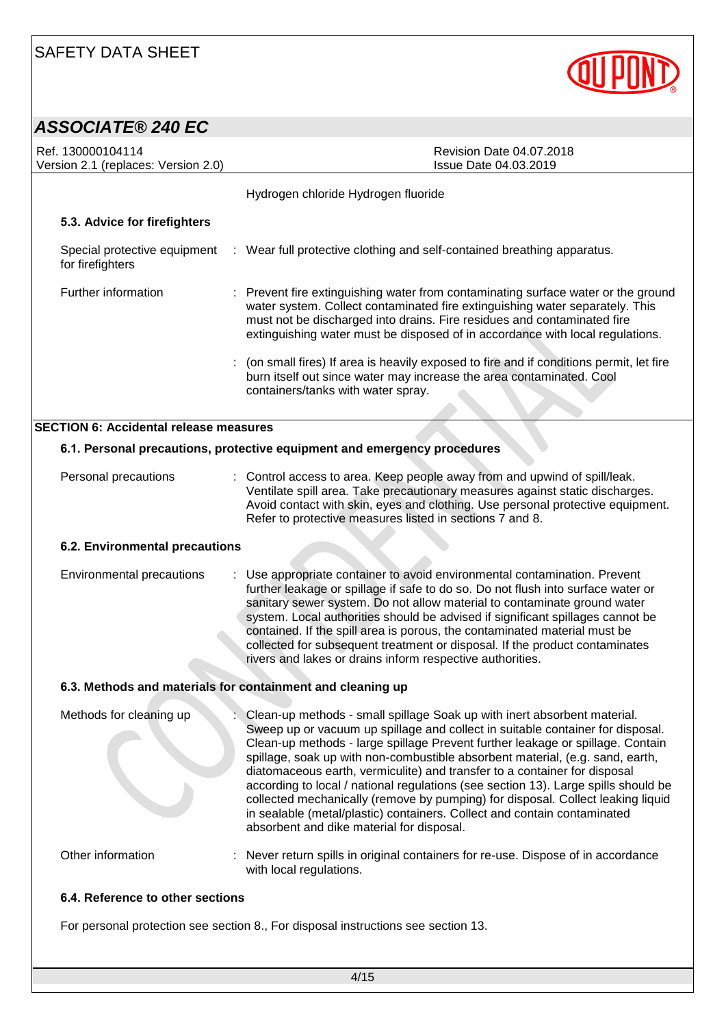Hydrogen chloride Hydrogen fluoride

### 5.3. Advice for firefighters

| | |
|---|---|
| Special protective equipment for firefighters | : Wear full protective clothing and self-contained breathing apparatus. |
| Further information | : Prevent fire extinguishing water from contaminating surface water or the ground water system. Collect contaminated fire extinguishing water separately. This must not be discharged into drains. Fire residues and contaminated fire extinguishing water must be disposed of in accordance with local regulations. |
| | : (on small fires) If area is heavily exposed to fire and if conditions permit, let fire burn itself out since water may increase the area contaminated. Cool containers/tanks with water spray. |

## SECTION 6: Accidental release measures

### 6.1. Personal precautions, protective equipment and emergency procedures

| | |
|---|---|
| Personal precautions | : Control access to area. Keep people away from and upwind of spill/leak. Ventilate spill area. Take precautionary measures against static discharges. Avoid contact with skin, eyes and clothing. Use personal protective equipment. Refer to protective measures listed in sections 7 and 8. |

### 6.2. Environmental precautions

| | |
|---|---|
| Environmental precautions | : Use appropriate container to avoid environmental contamination. Prevent further leakage or spillage if safe to do so. Do not flush into surface water or sanitary sewer system. Do not allow material to contaminate ground water system. Local authorities should be advised if significant spillages cannot be contained. If the spill area is porous, the contaminated material must be collected for subsequent treatment or disposal. If the product contaminates rivers and lakes or drains inform respective authorities. |

### 6.3. Methods and materials for containment and cleaning up

| | |
|---|---|
| Methods for cleaning up | : Clean-up methods - small spillage Soak up with inert absorbent material. Sweep up or vacuum up spillage and collect in suitable container for disposal. Clean-up methods - large spillage Prevent further leakage or spillage. Contain spillage, soak up with non-combustible absorbent material, (e.g. sand, earth, diatomaceous earth, vermiculite) and transfer to a container for disposal according to local / national regulations (see section 13). Large spills should be collected mechanically (remove by pumping) for disposal. Collect leaking liquid in sealable (metal/plastic) containers. Collect and contain contaminated absorbent and dike material for disposal. |
| Other information | : Never return spills in original containers for re-use. Dispose of in accordance with local regulations. |

### 6.4. Reference to other sections

For personal protection see section 8., For disposal instructions see section 13.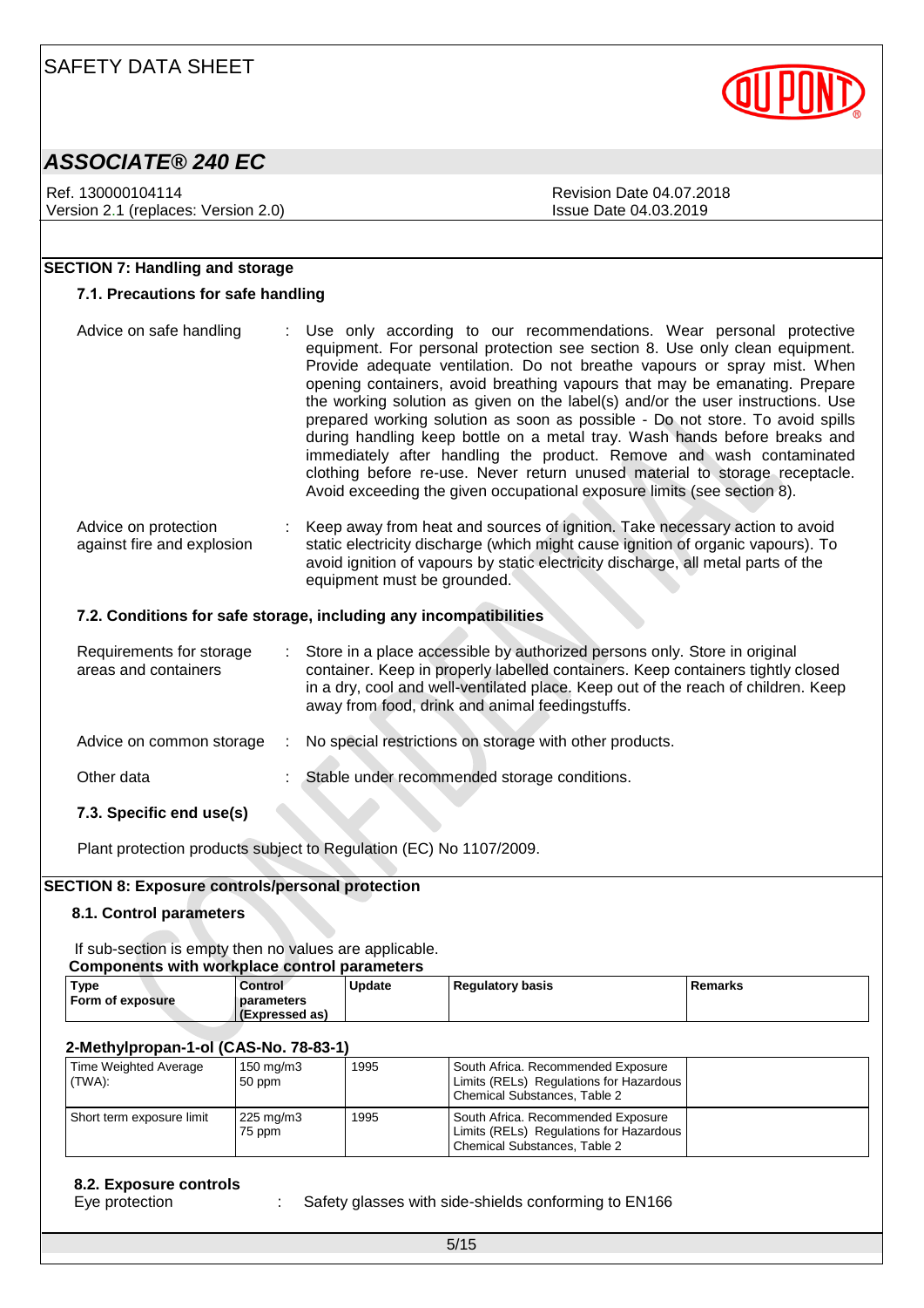## SECTION 7: Handling and storage

### 7.1. Precautions for safe handling

Advice on safe handling : Use only according to our recommendations. Wear personal protective equipment. For personal protection see section 8. Use only clean equipment. Provide adequate ventilation. Do not breathe vapours or spray mist. When opening containers, avoid breathing vapours that may be emanating. Prepare the working solution as given on the label(s) and/or the user instructions. Use prepared working solution as soon as possible - Do not store. To avoid spills during handling keep bottle on a metal tray. Wash hands before breaks and immediately after handling the product. Remove and wash contaminated clothing before re-use. Never return unused material to storage receptacle. Avoid exceeding the given occupational exposure limits (see section 8).

Advice on protection against fire and explosion : Keep away from heat and sources of ignition. Take necessary action to avoid static electricity discharge (which might cause ignition of organic vapours). To avoid ignition of vapours by static electricity discharge, all metal parts of the equipment must be grounded.

### 7.2. Conditions for safe storage, including any incompatibilities

Requirements for storage areas and containers : Store in a place accessible by authorized persons only. Store in original container. Keep in properly labelled containers. Keep containers tightly closed in a dry, cool and well-ventilated place. Keep out of the reach of children. Keep away from food, drink and animal feedingstuffs.

Advice on common storage : No special restrictions on storage with other products.

Other data : Stable under recommended storage conditions.

### 7.3. Specific end use(s)

Plant protection products subject to Regulation (EC) No 1107/2009.

## SECTION 8: Exposure controls/personal protection

### 8.1. Control parameters

If sub-section is empty then no values are applicable.

**Components with workplace control parameters**

| Type<br>Form of exposure | Control parameters (Expressed as) | Update | Regulatory basis | Remarks |
|---|---|---|---|---|
| **2-Methylpropan-1-ol (CAS-No. 78-83-1)** | | | | |
| Time Weighted Average (TWA): | 150 mg/m3<br>50 ppm | 1995 | South Africa. Recommended Exposure Limits (RELs) Regulations for Hazardous Chemical Substances, Table 2 | |
| Short term exposure limit | 225 mg/m3<br>75 ppm | 1995 | South Africa. Recommended Exposure Limits (RELs) Regulations for Hazardous Chemical Substances, Table 2 | |

### 8.2. Exposure controls

Eye protection : Safety glasses with side-shields conforming to EN166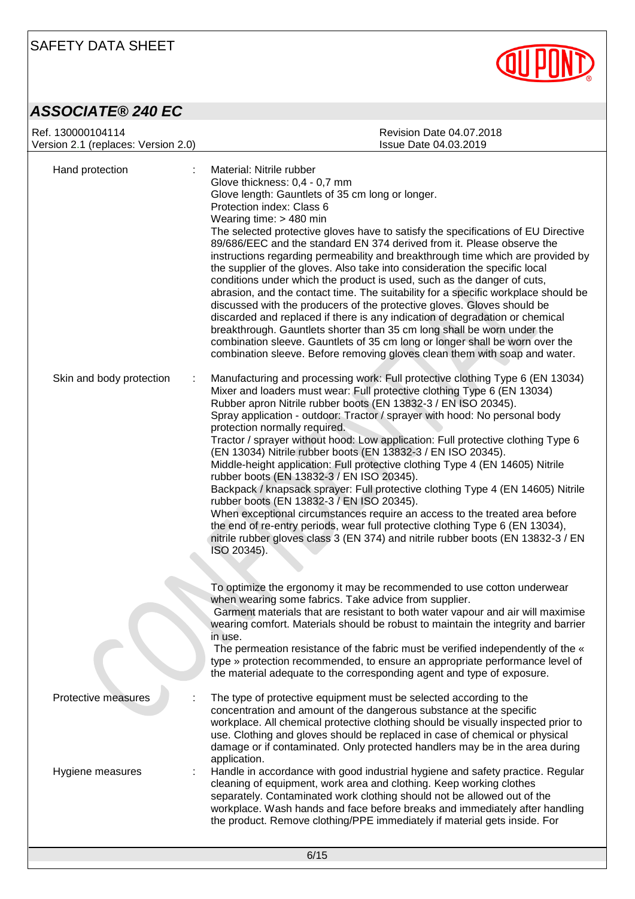**Hand protection** : Material: Nitrile rubber
Glove thickness: 0,4 - 0,7 mm
Glove length: Gauntlets of 35 cm long or longer.
Protection index: Class 6
Wearing time: > 480 min
The selected protective gloves have to satisfy the specifications of EU Directive 89/686/EEC and the standard EN 374 derived from it. Please observe the instructions regarding permeability and breakthrough time which are provided by the supplier of the gloves. Also take into consideration the specific local conditions under which the product is used, such as the danger of cuts, abrasion, and the contact time. The suitability for a specific workplace should be discussed with the producers of the protective gloves. Gloves should be discarded and replaced if there is any indication of degradation or chemical breakthrough. Gauntlets shorter than 35 cm long shall be worn under the combination sleeve. Gauntlets of 35 cm long or longer shall be worn over the combination sleeve. Before removing gloves clean them with soap and water.

**Skin and body protection** : Manufacturing and processing work: Full protective clothing Type 6 (EN 13034)
Mixer and loaders must wear: Full protective clothing Type 6 (EN 13034) Rubber apron Nitrile rubber boots (EN 13832-3 / EN ISO 20345).
Spray application - outdoor: Tractor / sprayer with hood: No personal body protection normally required.
Tractor / sprayer without hood: Low application: Full protective clothing Type 6 (EN 13034) Nitrile rubber boots (EN 13832-3 / EN ISO 20345).
Middle-height application: Full protective clothing Type 4 (EN 14605) Nitrile rubber boots (EN 13832-3 / EN ISO 20345).
Backpack / knapsack sprayer: Full protective clothing Type 4 (EN 14605) Nitrile rubber boots (EN 13832-3 / EN ISO 20345).
When exceptional circumstances require an access to the treated area before the end of re-entry periods, wear full protective clothing Type 6 (EN 13034), nitrile rubber gloves class 3 (EN 374) and nitrile rubber boots (EN 13832-3 / EN ISO 20345).

To optimize the ergonomy it may be recommended to use cotton underwear when wearing some fabrics. Take advice from supplier.
Garment materials that are resistant to both water vapour and air will maximise wearing comfort. Materials should be robust to maintain the integrity and barrier in use.
The permeation resistance of the fabric must be verified independently of the « type » protection recommended, to ensure an appropriate performance level of the material adequate to the corresponding agent and type of exposure.

**Protective measures** : The type of protective equipment must be selected according to the concentration and amount of the dangerous substance at the specific workplace. All chemical protective clothing should be visually inspected prior to use. Clothing and gloves should be replaced in case of chemical or physical damage or if contaminated. Only protected handlers may be in the area during application.

**Hygiene measures** : Handle in accordance with good industrial hygiene and safety practice. Regular cleaning of equipment, work area and clothing. Keep working clothes separately. Contaminated work clothing should not be allowed out of the workplace. Wash hands and face before breaks and immediately after handling the product. Remove clothing/PPE immediately if material gets inside. For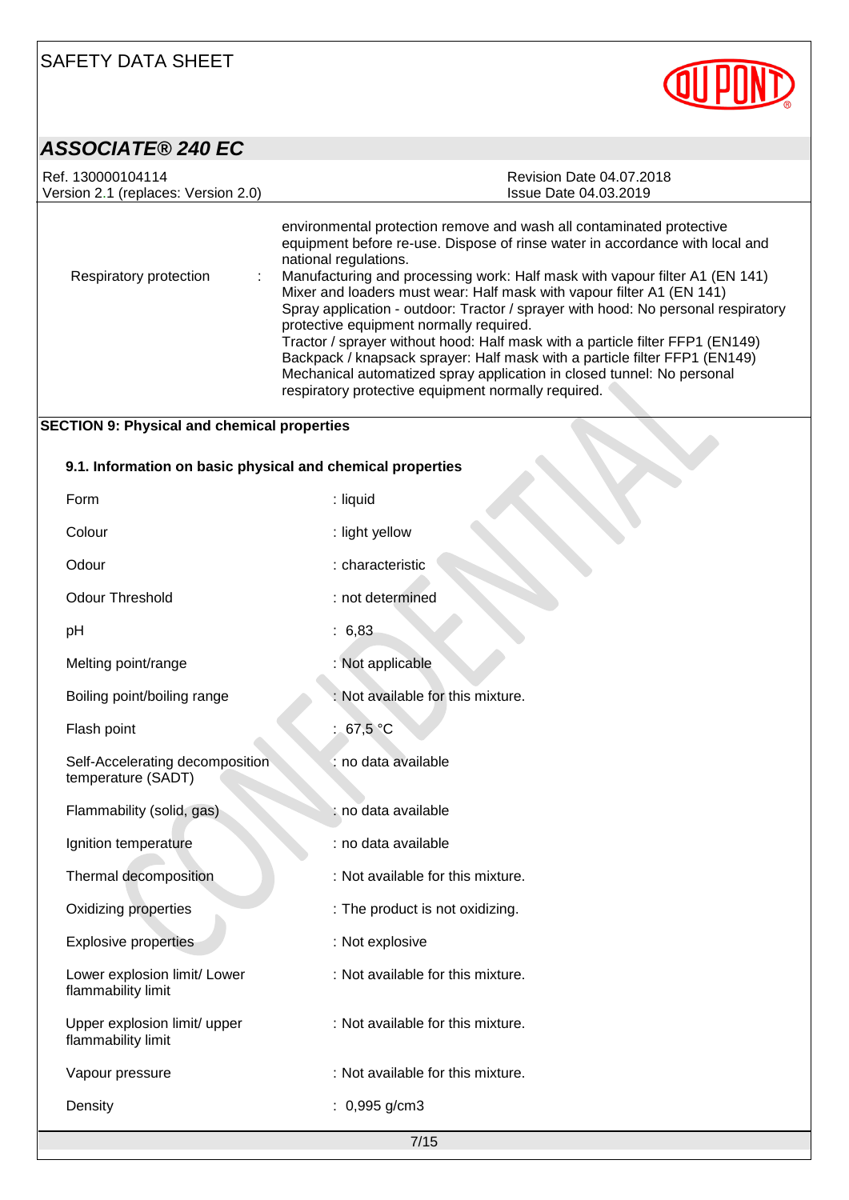| | |
|---|---|
| | environmental protection remove and wash all contaminated protective equipment before re-use. Dispose of rinse water in accordance with local and national regulations. |
| Respiratory protection : | Manufacturing and processing work: Half mask with vapour filter A1 (EN 141)<br>Mixer and loaders must wear: Half mask with vapour filter A1 (EN 141)<br>Spray application - outdoor: Tractor / sprayer with hood: No personal respiratory protective equipment normally required.<br>Tractor / sprayer without hood: Half mask with a particle filter FFP1 (EN149)<br>Backpack / knapsack sprayer: Half mask with a particle filter FFP1 (EN149)<br>Mechanical automatized spray application in closed tunnel: No personal respiratory protective equipment normally required. |

## SECTION 9: Physical and chemical properties

### 9.1. Information on basic physical and chemical properties

| Property | Value |
|---|---|
| Form | : liquid |
| Colour | : light yellow |
| Odour | : characteristic |
| Odour Threshold | : not determined |
| pH | : 6,83 |
| Melting point/range | : Not applicable |
| Boiling point/boiling range | : Not available for this mixture. |
| Flash point | : 67,5 °C |
| Self-Accelerating decomposition temperature (SADT) | : no data available |
| Flammability (solid, gas) | : no data available |
| Ignition temperature | : no data available |
| Thermal decomposition | : Not available for this mixture. |
| Oxidizing properties | : The product is not oxidizing. |
| Explosive properties | : Not explosive |
| Lower explosion limit/ Lower flammability limit | : Not available for this mixture. |
| Upper explosion limit/ upper flammability limit | : Not available for this mixture. |
| Vapour pressure | : Not available for this mixture. |
| Density | : 0,995 g/cm3 |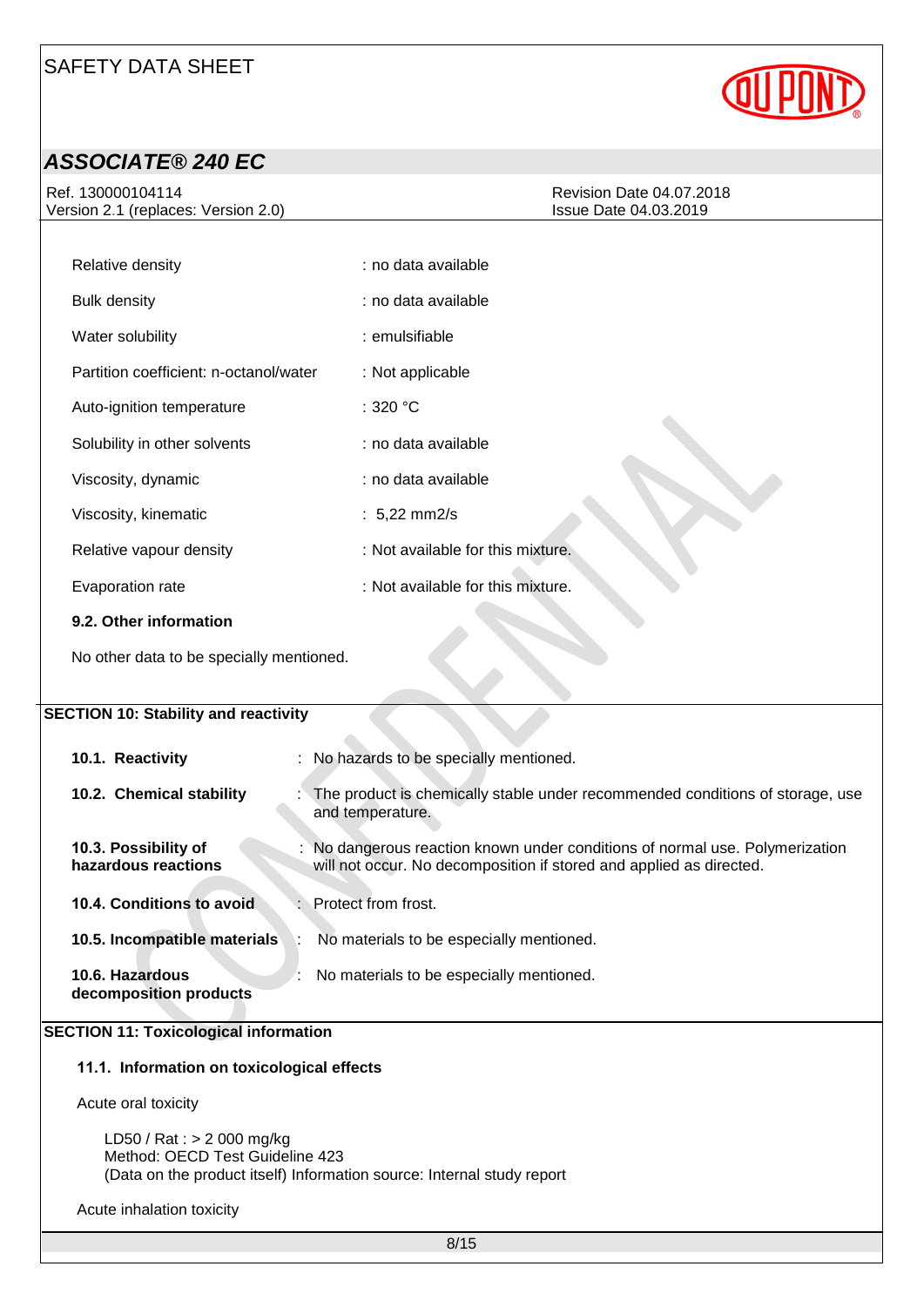| | |
|---|---|
| Relative density | : no data available |
| Bulk density | : no data available |
| Water solubility | : emulsifiable |
| Partition coefficient: n-octanol/water | : Not applicable |
| Auto-ignition temperature | : 320 °C |
| Solubility in other solvents | : no data available |
| Viscosity, dynamic | : no data available |
| Viscosity, kinematic | : 5,22 mm2/s |
| Relative vapour density | : Not available for this mixture. |
| Evaporation rate | : Not available for this mixture. |

**9.2. Other information**

No other data to be specially mentioned.

## SECTION 10: Stability and reactivity

| | |
|---|---|
| **10.1. Reactivity** | : No hazards to be specially mentioned. |
| **10.2. Chemical stability** | : The product is chemically stable under recommended conditions of storage, use and temperature. |
| **10.3. Possibility of hazardous reactions** | : No dangerous reaction known under conditions of normal use. Polymerization will not occur. No decomposition if stored and applied as directed. |
| **10.4. Conditions to avoid** | : Protect from frost. |
| **10.5. Incompatible materials** | : No materials to be especially mentioned. |
| **10.6. Hazardous decomposition products** | : No materials to be especially mentioned. |

## SECTION 11: Toxicological information

**11.1. Information on toxicological effects**

Acute oral toxicity

LD50 / Rat : > 2 000 mg/kg
Method: OECD Test Guideline 423
(Data on the product itself) Information source: Internal study report

Acute inhalation toxicity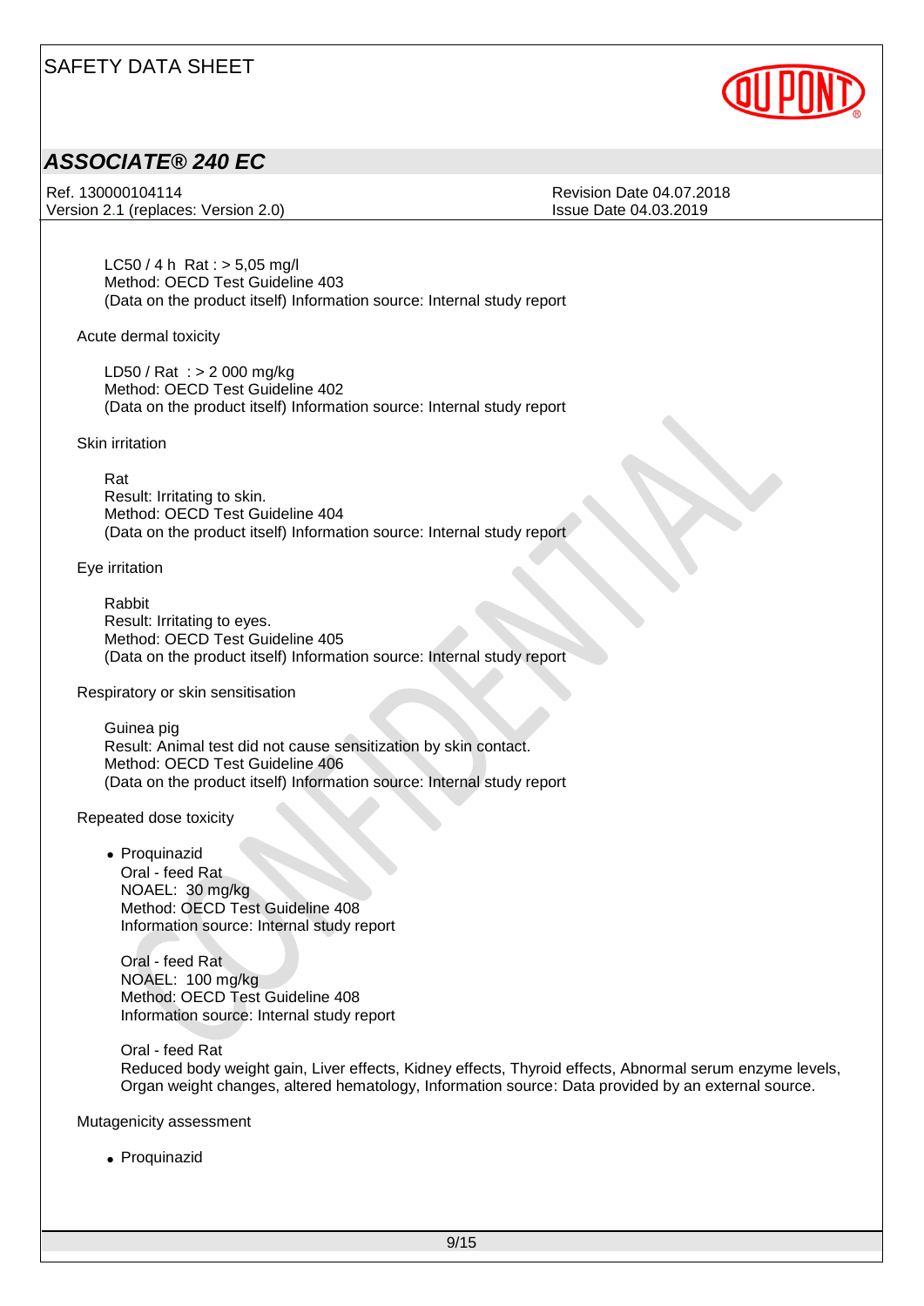LC50 / 4 h Rat : > 5,05 mg/l
Method: OECD Test Guideline 403
(Data on the product itself) Information source: Internal study report

Acute dermal toxicity

LD50 / Rat : > 2 000 mg/kg
Method: OECD Test Guideline 402
(Data on the product itself) Information source: Internal study report

Skin irritation

Rat
Result: Irritating to skin.
Method: OECD Test Guideline 404
(Data on the product itself) Information source: Internal study report

Eye irritation

Rabbit
Result: Irritating to eyes.
Method: OECD Test Guideline 405
(Data on the product itself) Information source: Internal study report

Respiratory or skin sensitisation

Guinea pig
Result: Animal test did not cause sensitization by skin contact.
Method: OECD Test Guideline 406
(Data on the product itself) Information source: Internal study report

Repeated dose toxicity

- Proquinazid
  Oral - feed Rat
  NOAEL: 30 mg/kg
  Method: OECD Test Guideline 408
  Information source: Internal study report

  Oral - feed Rat
  NOAEL: 100 mg/kg
  Method: OECD Test Guideline 408
  Information source: Internal study report

  Oral - feed Rat
  Reduced body weight gain, Liver effects, Kidney effects, Thyroid effects, Abnormal serum enzyme levels, Organ weight changes, altered hematology, Information source: Data provided by an external source.

Mutagenicity assessment

- Proquinazid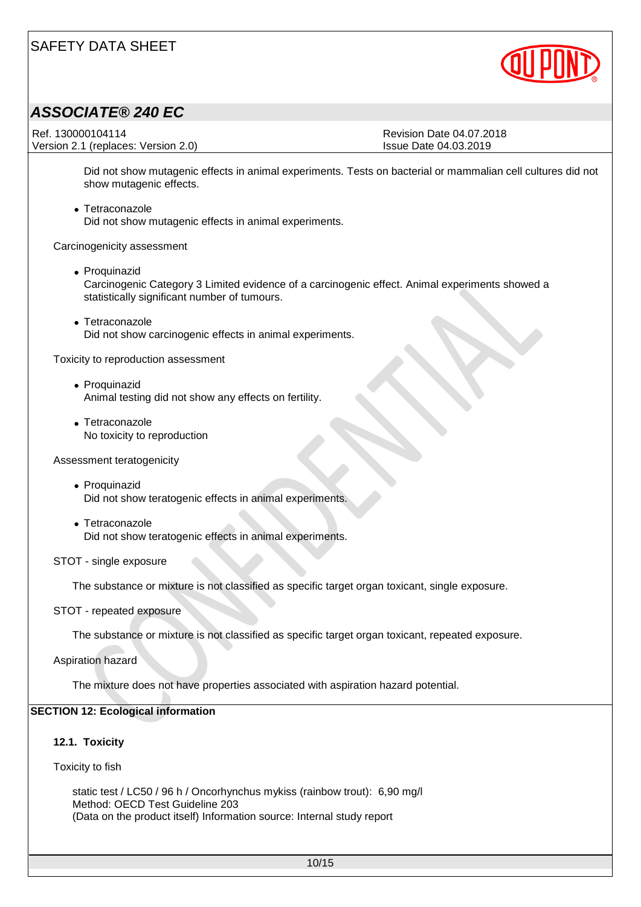Did not show mutagenic effects in animal experiments. Tests on bacterial or mammalian cell cultures did not show mutagenic effects.

- Tetraconazole
  Did not show mutagenic effects in animal experiments.

Carcinogenicity assessment

- Proquinazid
  Carcinogenic Category 3 Limited evidence of a carcinogenic effect. Animal experiments showed a statistically significant number of tumours.

- Tetraconazole
  Did not show carcinogenic effects in animal experiments.

Toxicity to reproduction assessment

- Proquinazid
  Animal testing did not show any effects on fertility.

- Tetraconazole
  No toxicity to reproduction

Assessment teratogenicity

- Proquinazid
  Did not show teratogenic effects in animal experiments.

- Tetraconazole
  Did not show teratogenic effects in animal experiments.

STOT - single exposure

The substance or mixture is not classified as specific target organ toxicant, single exposure.

STOT - repeated exposure

The substance or mixture is not classified as specific target organ toxicant, repeated exposure.

Aspiration hazard

The mixture does not have properties associated with aspiration hazard potential.

## SECTION 12: Ecological information

### 12.1. Toxicity

Toxicity to fish

static test / LC50 / 96 h / Oncorhynchus mykiss (rainbow trout): 6,90 mg/l
Method: OECD Test Guideline 203
(Data on the product itself) Information source: Internal study report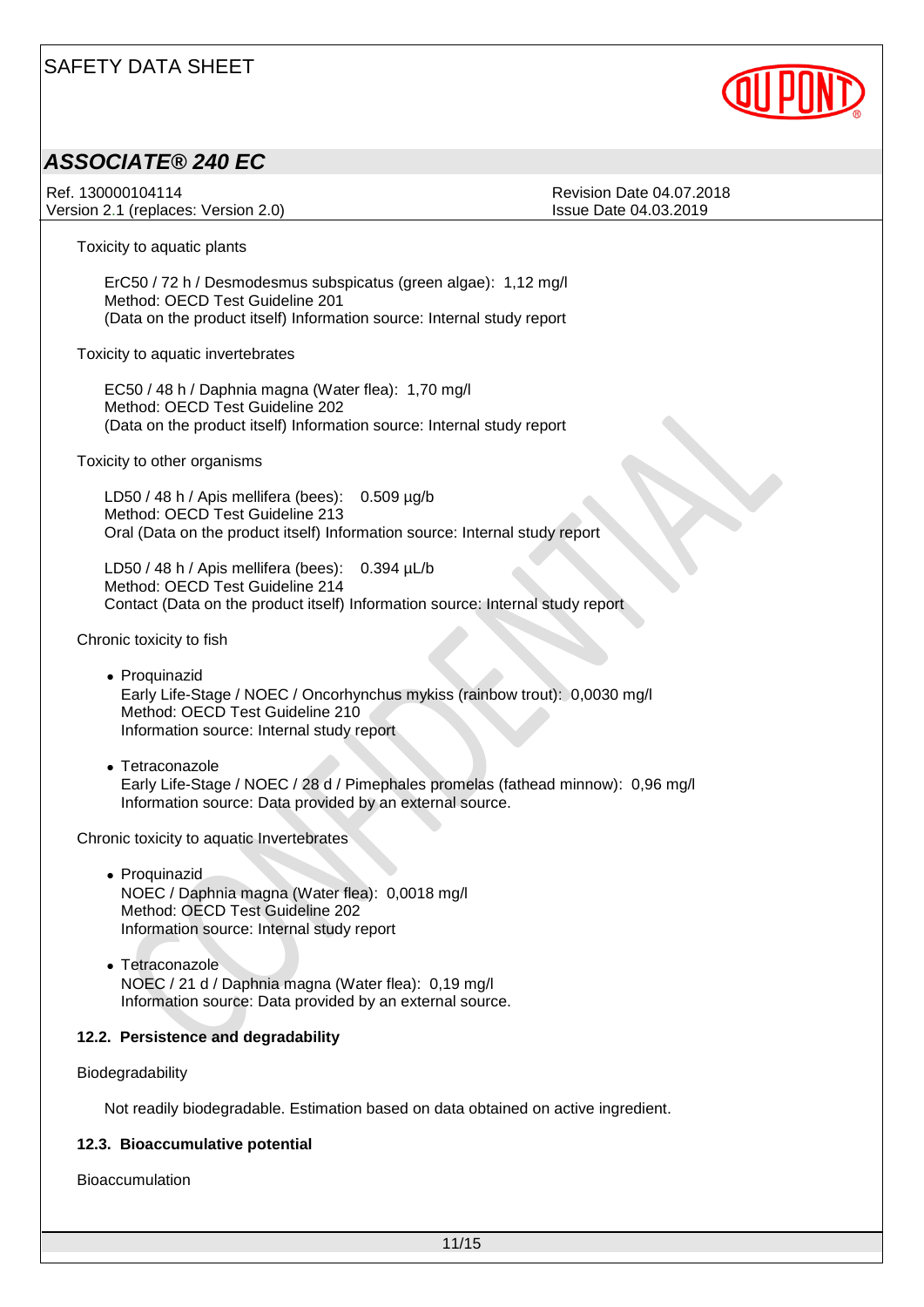Toxicity to aquatic plants

ErC50 / 72 h / Desmodesmus subspicatus (green algae): 1,12 mg/l
Method: OECD Test Guideline 201
(Data on the product itself) Information source: Internal study report

Toxicity to aquatic invertebrates

EC50 / 48 h / Daphnia magna (Water flea): 1,70 mg/l
Method: OECD Test Guideline 202
(Data on the product itself) Information source: Internal study report

Toxicity to other organisms

LD50 / 48 h / Apis mellifera (bees): 0.509 µg/b
Method: OECD Test Guideline 213
Oral (Data on the product itself) Information source: Internal study report

LD50 / 48 h / Apis mellifera (bees): 0.394 µL/b
Method: OECD Test Guideline 214
Contact (Data on the product itself) Information source: Internal study report

Chronic toxicity to fish

- Proquinazid
  Early Life-Stage / NOEC / Oncorhynchus mykiss (rainbow trout): 0,0030 mg/l
  Method: OECD Test Guideline 210
  Information source: Internal study report

- Tetraconazole
  Early Life-Stage / NOEC / 28 d / Pimephales promelas (fathead minnow): 0,96 mg/l
  Information source: Data provided by an external source.

Chronic toxicity to aquatic Invertebrates

- Proquinazid
  NOEC / Daphnia magna (Water flea): 0,0018 mg/l
  Method: OECD Test Guideline 202
  Information source: Internal study report

- Tetraconazole
  NOEC / 21 d / Daphnia magna (Water flea): 0,19 mg/l
  Information source: Data provided by an external source.

### 12.2. Persistence and degradability

Biodegradability

Not readily biodegradable. Estimation based on data obtained on active ingredient.

### 12.3. Bioaccumulative potential

Bioaccumulation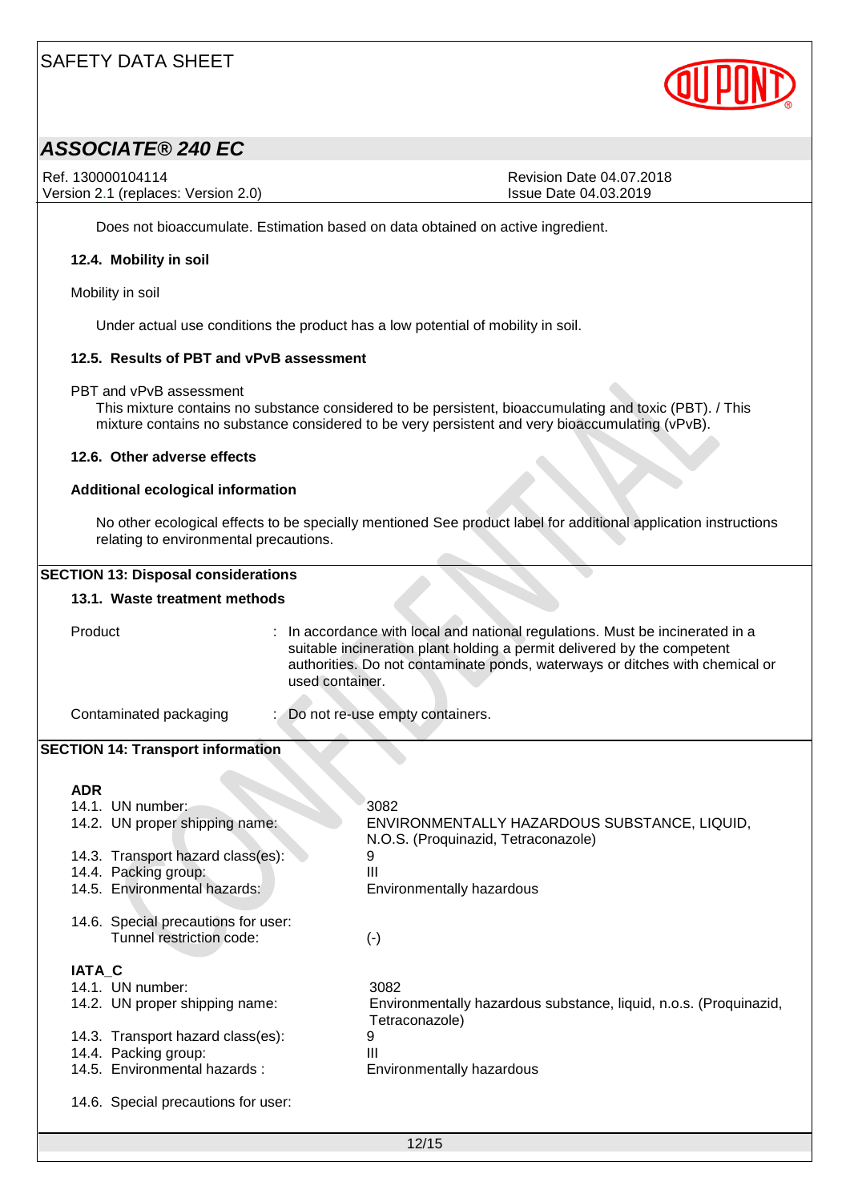Does not bioaccumulate. Estimation based on data obtained on active ingredient.

### 12.4. Mobility in soil

Mobility in soil

Under actual use conditions the product has a low potential of mobility in soil.

### 12.5. Results of PBT and vPvB assessment

PBT and vPvB assessment

This mixture contains no substance considered to be persistent, bioaccumulating and toxic (PBT). / This mixture contains no substance considered to be very persistent and very bioaccumulating (vPvB).

### 12.6. Other adverse effects

**Additional ecological information**

No other ecological effects to be specially mentioned See product label for additional application instructions relating to environmental precautions.

## SECTION 13: Disposal considerations

### 13.1. Waste treatment methods

| | |
|---|---|
| Product | : In accordance with local and national regulations. Must be incinerated in a suitable incineration plant holding a permit delivered by the competent authorities. Do not contaminate ponds, waterways or ditches with chemical or used container. |
| Contaminated packaging | : Do not re-use empty containers. |

## SECTION 14: Transport information

**ADR**

| | |
|---|---|
| 14.1. UN number: | 3082 |
| 14.2. UN proper shipping name: | ENVIRONMENTALLY HAZARDOUS SUBSTANCE, LIQUID, N.O.S. (Proquinazid, Tetraconazole) |
| 14.3. Transport hazard class(es): | 9 |
| 14.4. Packing group: | III |
| 14.5. Environmental hazards: | Environmentally hazardous |
| 14.6. Special precautions for user: | |
| Tunnel restriction code: | (-) |

**IATA_C**

| | |
|---|---|
| 14.1. UN number: | 3082 |
| 14.2. UN proper shipping name: | Environmentally hazardous substance, liquid, n.o.s. (Proquinazid, Tetraconazole) |
| 14.3. Transport hazard class(es): | 9 |
| 14.4. Packing group: | III |
| 14.5. Environmental hazards : | Environmentally hazardous |
| 14.6. Special precautions for user: | |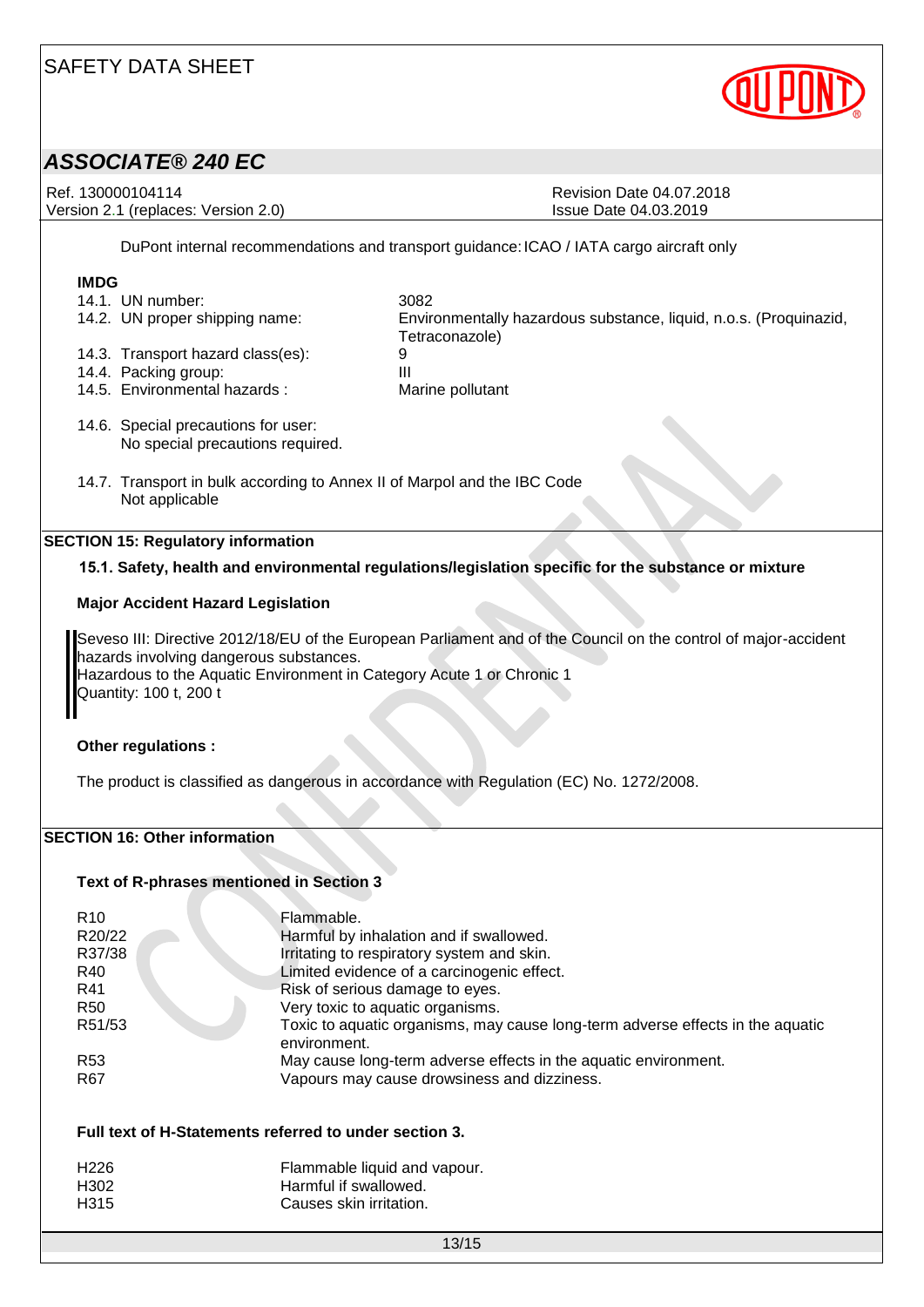DuPont internal recommendations and transport guidance: ICAO / IATA cargo aircraft only

**IMDG**

| | |
|---|---|
| 14.1. UN number: | 3082 |
| 14.2. UN proper shipping name: | Environmentally hazardous substance, liquid, n.o.s. (Proquinazid, Tetraconazole) |
| 14.3. Transport hazard class(es): | 9 |
| 14.4. Packing group: | III |
| 14.5. Environmental hazards : | Marine pollutant |

14.6. Special precautions for user:
No special precautions required.

14.7. Transport in bulk according to Annex II of Marpol and the IBC Code
Not applicable

## SECTION 15: Regulatory information

### 15.1. Safety, health and environmental regulations/legislation specific for the substance or mixture

**Major Accident Hazard Legislation**

Seveso III: Directive 2012/18/EU of the European Parliament and of the Council on the control of major-accident hazards involving dangerous substances.
Hazardous to the Aquatic Environment in Category Acute 1 or Chronic 1
Quantity: 100 t, 200 t

**Other regulations :**

The product is classified as dangerous in accordance with Regulation (EC) No. 1272/2008.

## SECTION 16: Other information

**Text of R-phrases mentioned in Section 3**

| | |
|---|---|
| R10 | Flammable. |
| R20/22 | Harmful by inhalation and if swallowed. |
| R37/38 | Irritating to respiratory system and skin. |
| R40 | Limited evidence of a carcinogenic effect. |
| R41 | Risk of serious damage to eyes. |
| R50 | Very toxic to aquatic organisms. |
| R51/53 | Toxic to aquatic organisms, may cause long-term adverse effects in the aquatic environment. |
| R53 | May cause long-term adverse effects in the aquatic environment. |
| R67 | Vapours may cause drowsiness and dizziness. |

**Full text of H-Statements referred to under section 3.**

| | |
|---|---|
| H226 | Flammable liquid and vapour. |
| H302 | Harmful if swallowed. |
| H315 | Causes skin irritation. |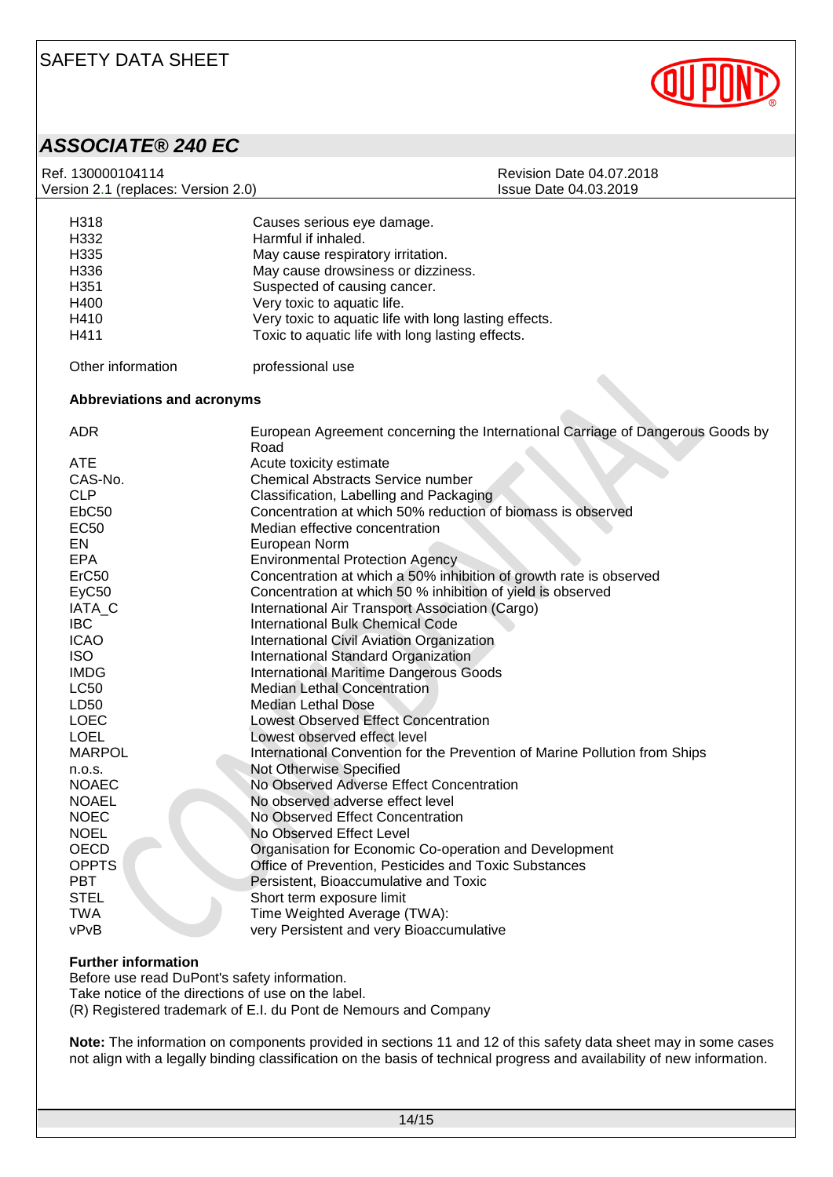| | |
|---|---|
| H318 | Causes serious eye damage. |
| H332 | Harmful if inhaled. |
| H335 | May cause respiratory irritation. |
| H336 | May cause drowsiness or dizziness. |
| H351 | Suspected of causing cancer. |
| H400 | Very toxic to aquatic life. |
| H410 | Very toxic to aquatic life with long lasting effects. |
| H411 | Toxic to aquatic life with long lasting effects. |

Other information: professional use

**Abbreviations and acronyms**

| | |
|---|---|
| ADR | European Agreement concerning the International Carriage of Dangerous Goods by Road |
| ATE | Acute toxicity estimate |
| CAS-No. | Chemical Abstracts Service number |
| CLP | Classification, Labelling and Packaging |
| EbC50 | Concentration at which 50% reduction of biomass is observed |
| EC50 | Median effective concentration |
| EN | European Norm |
| EPA | Environmental Protection Agency |
| ErC50 | Concentration at which a 50% inhibition of growth rate is observed |
| EyC50 | Concentration at which 50 % inhibition of yield is observed |
| IATA_C | International Air Transport Association (Cargo) |
| IBC | International Bulk Chemical Code |
| ICAO | International Civil Aviation Organization |
| ISO | International Standard Organization |
| IMDG | International Maritime Dangerous Goods |
| LC50 | Median Lethal Concentration |
| LD50 | Median Lethal Dose |
| LOEC | Lowest Observed Effect Concentration |
| LOEL | Lowest observed effect level |
| MARPOL | International Convention for the Prevention of Marine Pollution from Ships |
| n.o.s. | Not Otherwise Specified |
| NOAEC | No Observed Adverse Effect Concentration |
| NOAEL | No observed adverse effect level |
| NOEC | No Observed Effect Concentration |
| NOEL | No Observed Effect Level |
| OECD | Organisation for Economic Co-operation and Development |
| OPPTS | Office of Prevention, Pesticides and Toxic Substances |
| PBT | Persistent, Bioaccumulative and Toxic |
| STEL | Short term exposure limit |
| TWA | Time Weighted Average (TWA): |
| vPvB | very Persistent and very Bioaccumulative |

**Further information**

Before use read DuPont's safety information.
Take notice of the directions of use on the label.
(R) Registered trademark of E.I. du Pont de Nemours and Company

**Note:** The information on components provided in sections 11 and 12 of this safety data sheet may in some cases not align with a legally binding classification on the basis of technical progress and availability of new information.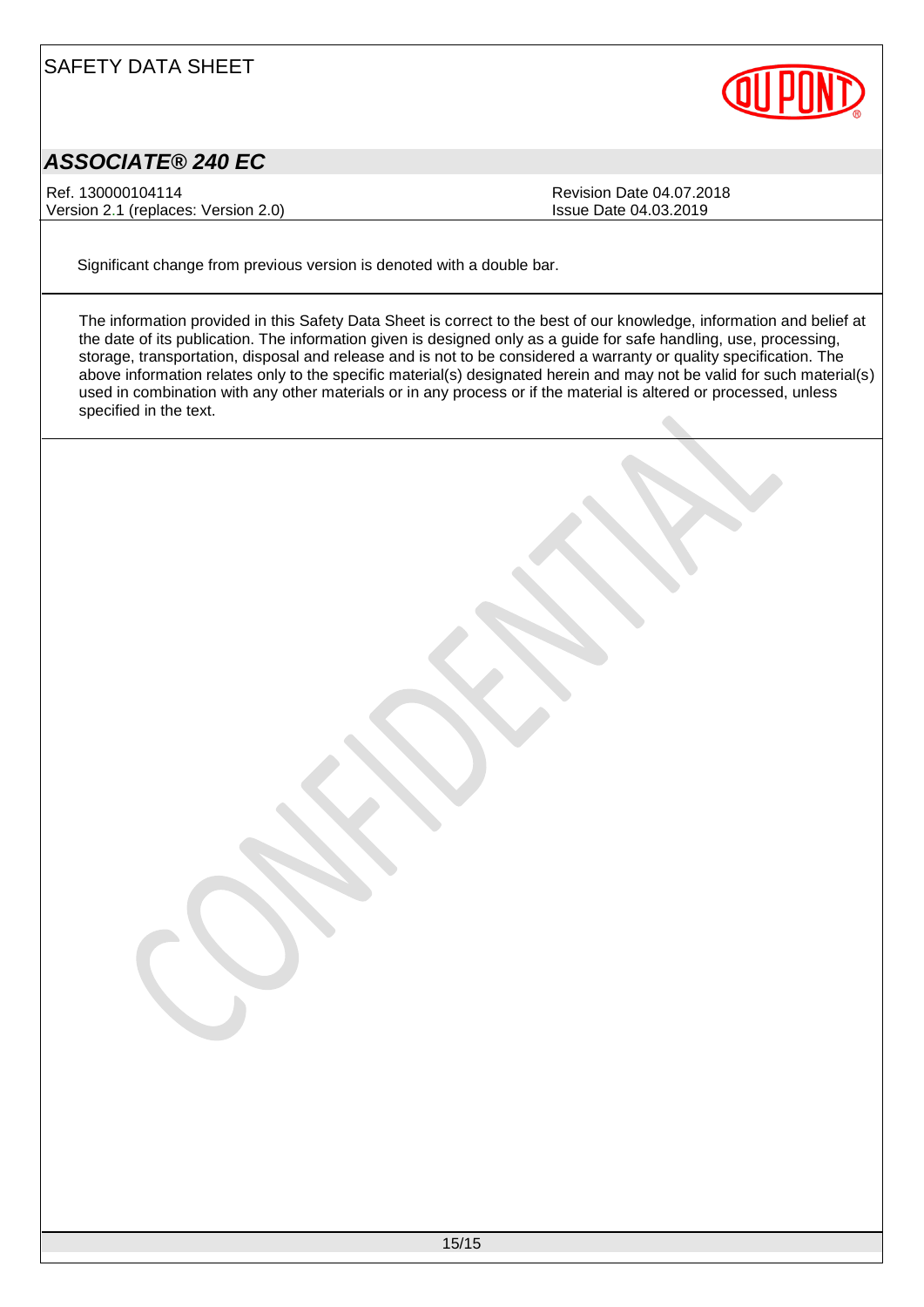Significant change from previous version is denoted with a double bar.

The information provided in this Safety Data Sheet is correct to the best of our knowledge, information and belief at the date of its publication. The information given is designed only as a guide for safe handling, use, processing, storage, transportation, disposal and release and is not to be considered a warranty or quality specification. The above information relates only to the specific material(s) designated herein and may not be valid for such material(s) used in combination with any other materials or in any process or if the material is altered or processed, unless specified in the text.